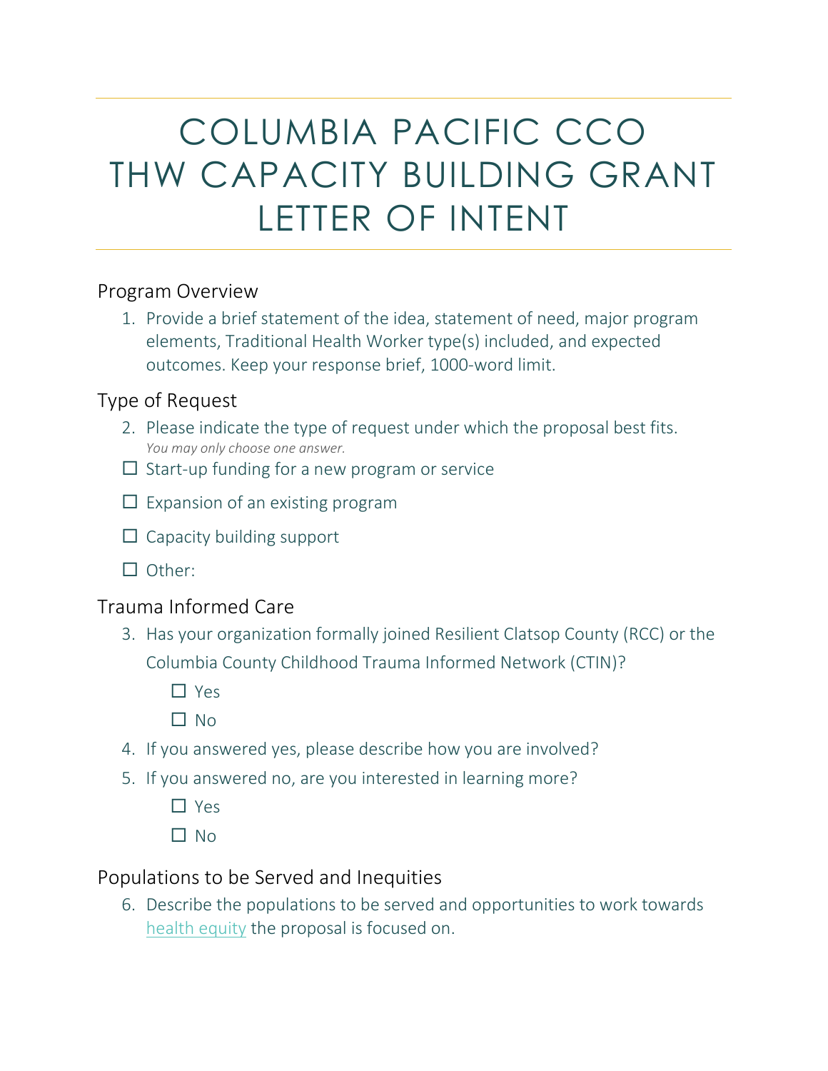# COLUMBIA PACIFIC CCO THW CAPACITY BUILDING GRANT LETTER OF INTENT

## Program Overview

1. Provide a brief statement of the idea, statement of need, major program elements, Traditional Health Worker type(s) included, and expected outcomes. Keep your response brief, 1000-word limit.

## Type of Request

2. Please indicate the type of request under which the proposal best fits.
   *You may only choose one answer.*

☐ Start-up funding for a new program or service

☐ Expansion of an existing program

☐ Capacity building support

☐ Other:

## Trauma Informed Care

3. Has your organization formally joined Resilient Clatsop County (RCC) or the Columbia County Childhood Trauma Informed Network (CTIN)?

   ☐ Yes

   ☐ No

4. If you answered yes, please describe how you are involved?
5. If you answered no, are you interested in learning more?

   ☐ Yes

   ☐ No

## Populations to be Served and Inequities

6. Describe the populations to be served and opportunities to work towards health equity the proposal is focused on.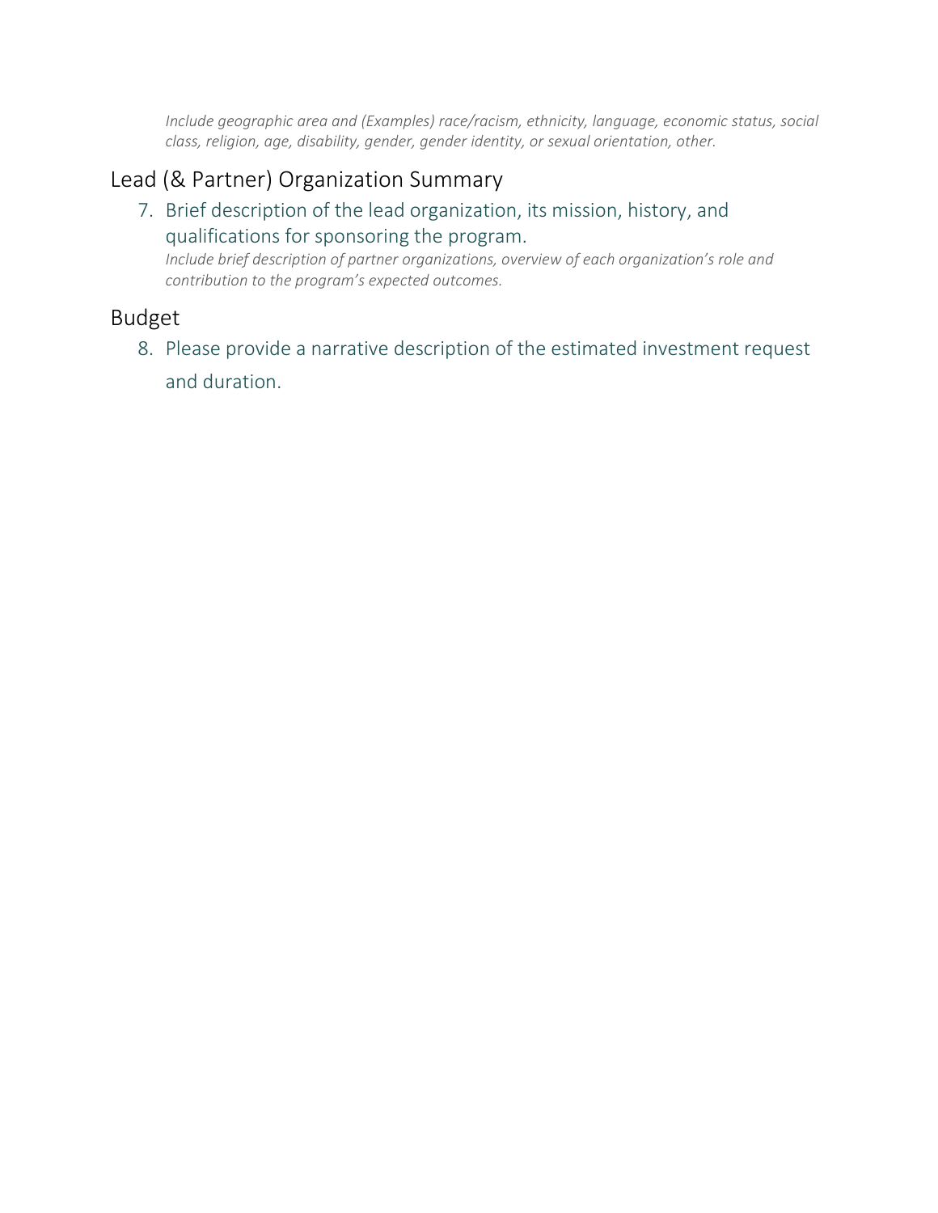*Include geographic area and (Examples) race/racism, ethnicity, language, economic status, social class, religion, age, disability, gender, gender identity, or sexual orientation, other.*

## Lead (& Partner) Organization Summary

7. Brief description of the lead organization, its mission, history, and qualifications for sponsoring the program.
   *Include brief description of partner organizations, overview of each organization's role and contribution to the program's expected outcomes.*

## Budget

8. Please provide a narrative description of the estimated investment request and duration.